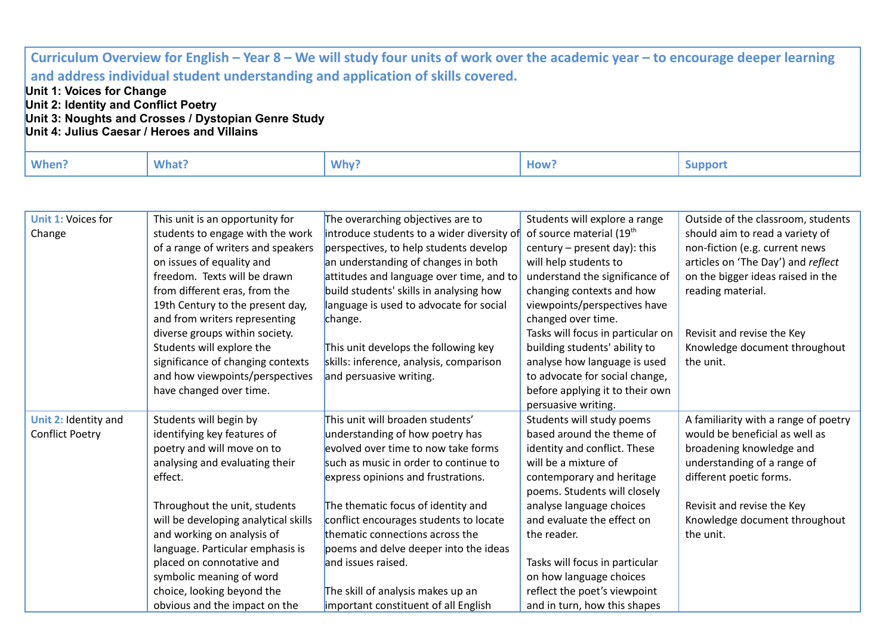**Curriculum Overview for English – Year 8 – We will study four units of work over the academic year – to encourage deeper learning and address individual student understanding and application of skills covered.**

**Unit 1: Voices for Change**
**Unit 2: Identity and Conflict Poetry**
**Unit 3: Noughts and Crosses / Dystopian Genre Study**
**Unit 4: Julius Caesar / Heroes and Villains**

| When? | What? | Why? | How? | Support |
|---|---|---|---|---|
| **Unit 1:** Voices for Change | This unit is an opportunity for students to engage with the work of a range of writers and speakers on issues of equality and freedom. Texts will be drawn from different eras, from the 19th Century to the present day, and from writers representing diverse groups within society. Students will explore the significance of changing contexts and how viewpoints/perspectives have changed over time. | The overarching objectives are to introduce students to a wider diversity of perspectives, to help students develop an understanding of changes in both attitudes and language over time, and to build students' skills in analysing how language is used to advocate for social change.<br><br>This unit develops the following key skills: inference, analysis, comparison and persuasive writing. | Students will explore a range of source material (19th century – present day): this will help students to understand the significance of changing contexts and how viewpoints/perspectives have changed over time.<br>Tasks will focus in particular on building students' ability to analyse how language is used to advocate for social change, before applying it to their own persuasive writing. | Outside of the classroom, students should aim to read a variety of non-fiction (e.g. current news articles on 'The Day') and *reflect* on the bigger ideas raised in the reading material.<br><br>Revisit and revise the Key Knowledge document throughout the unit. |
| **Unit 2:** Identity and Conflict Poetry | Students will begin by identifying key features of poetry and will move on to analysing and evaluating their effect.<br><br>Throughout the unit, students will be developing analytical skills and working on analysis of language. Particular emphasis is placed on connotative and symbolic meaning of word choice, looking beyond the obvious and the impact on the | This unit will broaden students' understanding of how poetry has evolved over time to now take forms such as music in order to continue to express opinions and frustrations.<br><br>The thematic focus of identity and conflict encourages students to locate thematic connections across the poems and delve deeper into the ideas and issues raised.<br><br>The skill of analysis makes up an important constituent of all English | Students will study poems based around the theme of identity and conflict. These will be a mixture of contemporary and heritage poems. Students will closely analyse language choices and evaluate the effect on the reader.<br><br>Tasks will focus in particular on how language choices reflect the poet's viewpoint and in turn, how this shapes | A familiarity with a range of poetry would be beneficial as well as broadening knowledge and understanding of a range of different poetic forms.<br><br>Revisit and revise the Key Knowledge document throughout the unit. |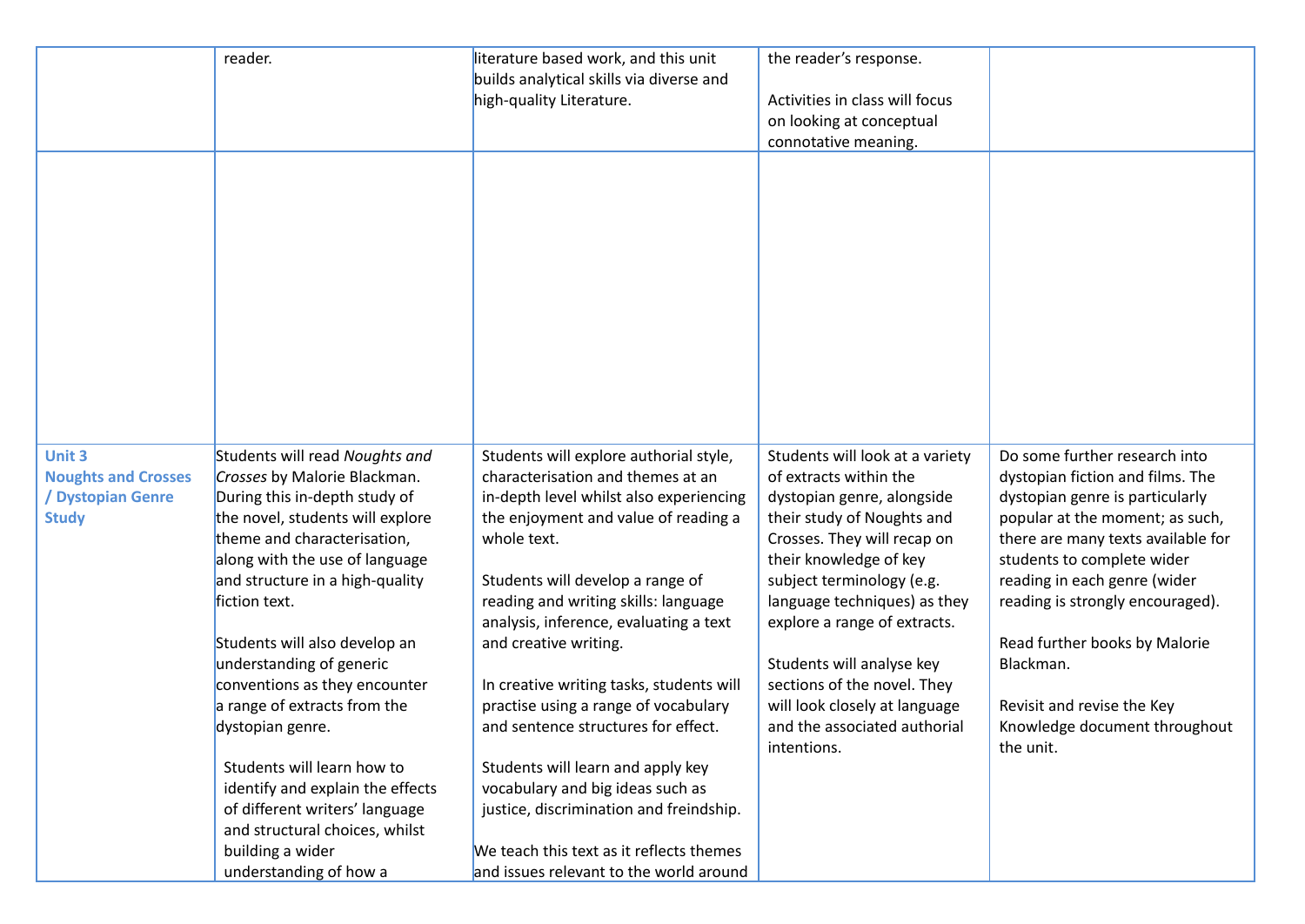| | | | | |
|---|---|---|---|---|
| | reader. | literature based work, and this unit builds analytical skills via diverse and high-quality Literature. | the reader's response.<br><br>Activities in class will focus on looking at conceptual connotative meaning. | |
| | | | | |
| **Unit 3 Noughts and Crosses / Dystopian Genre Study** | Students will read *Noughts and Crosses* by Malorie Blackman. During this in-depth study of the novel, students will explore theme and characterisation, along with the use of language and structure in a high-quality fiction text.<br><br>Students will also develop an understanding of generic conventions as they encounter a range of extracts from the dystopian genre.<br><br>Students will learn how to identify and explain the effects of different writers' language and structural choices, whilst building a wider understanding of how a | Students will explore authorial style, characterisation and themes at an in-depth level whilst also experiencing the enjoyment and value of reading a whole text.<br><br>Students will develop a range of reading and writing skills: language analysis, inference, evaluating a text and creative writing.<br><br>In creative writing tasks, students will practise using a range of vocabulary and sentence structures for effect.<br><br>Students will learn and apply key vocabulary and big ideas such as justice, discrimination and freindship.<br><br>We teach this text as it reflects themes and issues relevant to the world around | Students will look at a variety of extracts within the dystopian genre, alongside their study of Noughts and Crosses. They will recap on their knowledge of key subject terminology (e.g. language techniques) as they explore a range of extracts.<br><br>Students will analyse key sections of the novel. They will look closely at language and the associated authorial intentions. | Do some further research into dystopian fiction and films. The dystopian genre is particularly popular at the moment; as such, there are many texts available for students to complete wider reading in each genre (wider reading is strongly encouraged).<br><br>Read further books by Malorie Blackman.<br><br>Revisit and revise the Key Knowledge document throughout the unit. |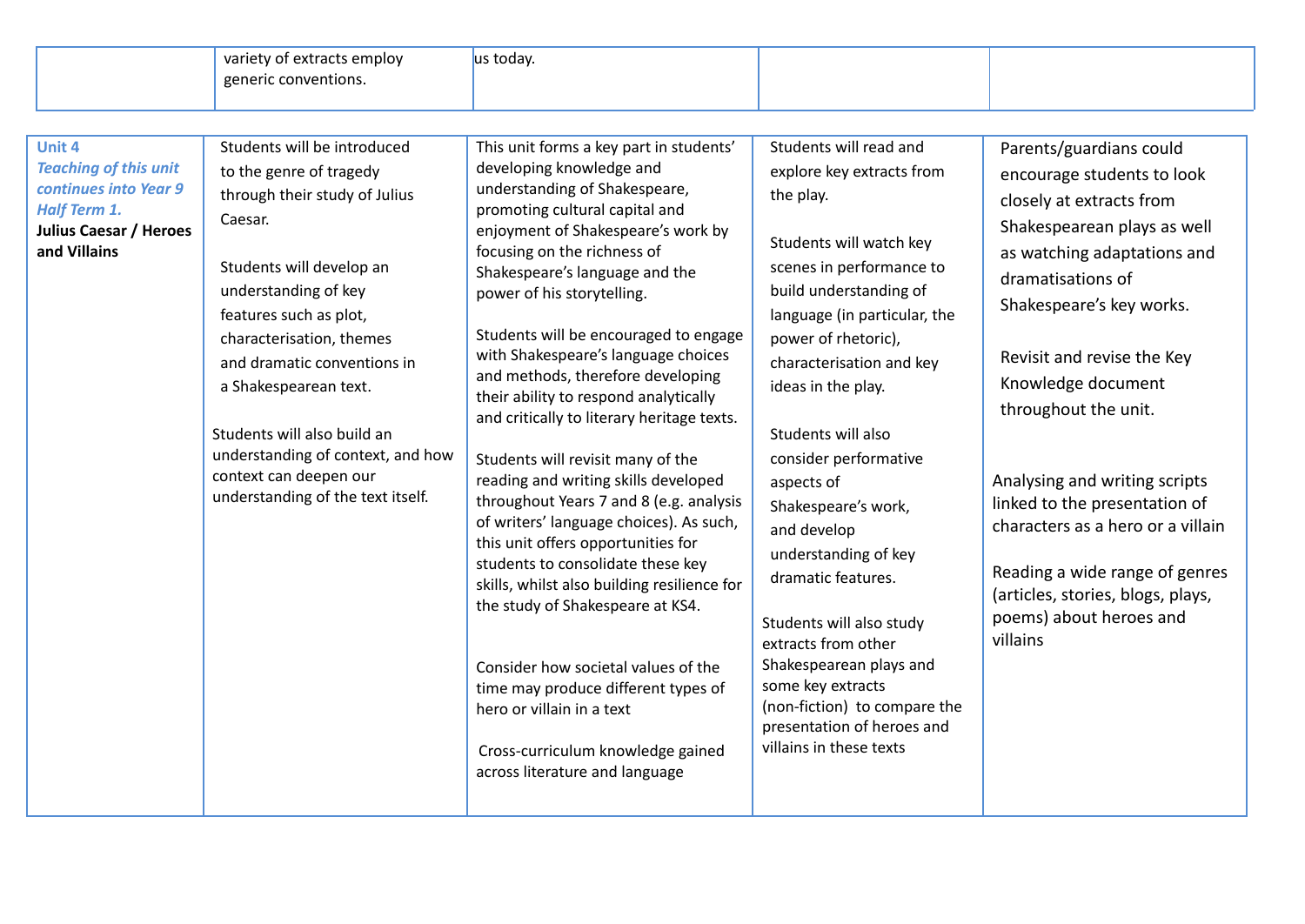| | | | | |
|---|---|---|---|---|
| | variety of extracts employ generic conventions. | us today. | | |

| | | | | |
|---|---|---|---|---|
| **Unit 4**<br>***Teaching of this unit continues into Year 9 Half Term 1.***<br>**Julius Caesar / Heroes and Villains** | Students will be introduced to the genre of tragedy through their study of Julius Caesar.<br><br>Students will develop an understanding of key features such as plot, characterisation, themes and dramatic conventions in a Shakespearean text.<br><br>Students will also build an understanding of context, and how context can deepen our understanding of the text itself. | This unit forms a key part in students' developing knowledge and understanding of Shakespeare, promoting cultural capital and enjoyment of Shakespeare's work by focusing on the richness of Shakespeare's language and the power of his storytelling.<br><br>Students will be encouraged to engage with Shakespeare's language choices and methods, therefore developing their ability to respond analytically and critically to literary heritage texts.<br><br>Students will revisit many of the reading and writing skills developed throughout Years 7 and 8 (e.g. analysis of writers' language choices). As such, this unit offers opportunities for students to consolidate these key skills, whilst also building resilience for the study of Shakespeare at KS4.<br><br>Consider how societal values of the time may produce different types of hero or villain in a text<br><br>Cross-curriculum knowledge gained across literature and language | Students will read and explore key extracts from the play.<br><br>Students will watch key scenes in performance to build understanding of language (in particular, the power of rhetoric), characterisation and key ideas in the play.<br><br>Students will also consider performative aspects of Shakespeare's work, and develop understanding of key dramatic features.<br><br>Students will also study extracts from other Shakespearean plays and some key extracts (non-fiction) to compare the presentation of heroes and villains in these texts | Parents/guardians could encourage students to look closely at extracts from Shakespearean plays as well as watching adaptations and dramatisations of Shakespeare's key works.<br><br>Revisit and revise the Key Knowledge document throughout the unit.<br><br>Analysing and writing scripts linked to the presentation of characters as a hero or a villain<br><br>Reading a wide range of genres (articles, stories, blogs, plays, poems) about heroes and villains |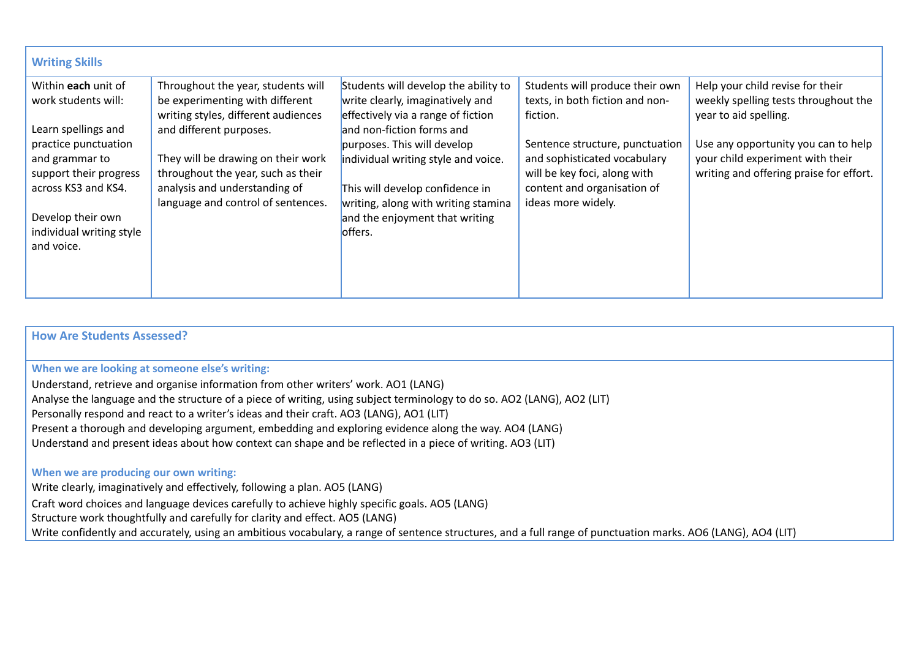| Writing Skills | | | | |
|---|---|---|---|---|
| Within **each** unit of work students will:<br><br>Learn spellings and practice punctuation and grammar to support their progress across KS3 and KS4.<br><br>Develop their own individual writing style and voice. | Throughout the year, students will be experimenting with different writing styles, different audiences and different purposes.<br><br>They will be drawing on their work throughout the year, such as their analysis and understanding of language and control of sentences. | Students will develop the ability to write clearly, imaginatively and effectively via a range of fiction and non-fiction forms and purposes. This will develop individual writing style and voice.<br><br>This will develop confidence in writing, along with writing stamina and the enjoyment that writing offers. | Students will produce their own texts, in both fiction and non-fiction.<br><br>Sentence structure, punctuation and sophisticated vocabulary will be key foci, along with content and organisation of ideas more widely. | Help your child revise for their weekly spelling tests throughout the year to aid spelling.<br><br>Use any opportunity you can to help your child experiment with their writing and offering praise for effort. |

## How Are Students Assessed?

**When we are looking at someone else's writing:**

Understand, retrieve and organise information from other writers' work. AO1 (LANG)
Analyse the language and the structure of a piece of writing, using subject terminology to do so. AO2 (LANG), AO2 (LIT)
Personally respond and react to a writer's ideas and their craft. AO3 (LANG), AO1 (LIT)
Present a thorough and developing argument, embedding and exploring evidence along the way. AO4 (LANG)
Understand and present ideas about how context can shape and be reflected in a piece of writing. AO3 (LIT)

**When we are producing our own writing:**

Write clearly, imaginatively and effectively, following a plan. AO5 (LANG)
Craft word choices and language devices carefully to achieve highly specific goals. AO5 (LANG)
Structure work thoughtfully and carefully for clarity and effect. AO5 (LANG)
Write confidently and accurately, using an ambitious vocabulary, a range of sentence structures, and a full range of punctuation marks. AO6 (LANG), AO4 (LIT)